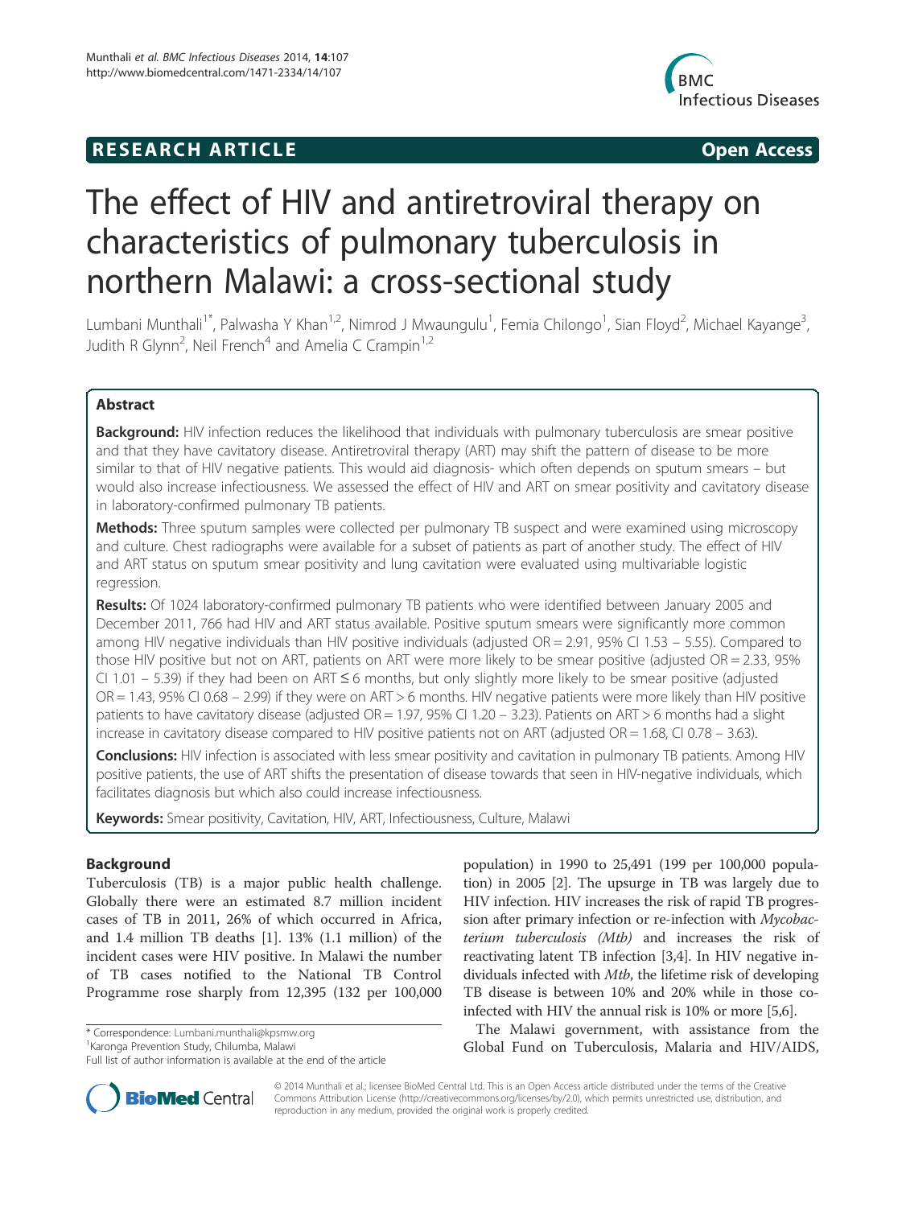**RESEARCH ARTICLE** **Open Access**

# The effect of HIV and antiretroviral therapy on characteristics of pulmonary tuberculosis in northern Malawi: a cross-sectional study

Lumbani Munthali[1*], Palwasha Y Khan[1,2], Nimrod J Mwaungulu[1], Femia Chilongo[1], Sian Floyd[2], Michael Kayange[3], Judith R Glynn[2], Neil French[4] and Amelia C Crampin[1,2]

## Abstract

**Background:** HIV infection reduces the likelihood that individuals with pulmonary tuberculosis are smear positive and that they have cavitatory disease. Antiretroviral therapy (ART) may shift the pattern of disease to be more similar to that of HIV negative patients. This would aid diagnosis- which often depends on sputum smears – but would also increase infectiousness. We assessed the effect of HIV and ART on smear positivity and cavitatory disease in laboratory-confirmed pulmonary TB patients.

**Methods:** Three sputum samples were collected per pulmonary TB suspect and were examined using microscopy and culture. Chest radiographs were available for a subset of patients as part of another study. The effect of HIV and ART status on sputum smear positivity and lung cavitation were evaluated using multivariable logistic regression.

**Results:** Of 1024 laboratory-confirmed pulmonary TB patients who were identified between January 2005 and December 2011, 766 had HIV and ART status available. Positive sputum smears were significantly more common among HIV negative individuals than HIV positive individuals (adjusted OR = 2.91, 95% CI 1.53 – 5.55). Compared to those HIV positive but not on ART, patients on ART were more likely to be smear positive (adjusted OR = 2.33, 95% CI 1.01 – 5.39) if they had been on ART ≤ 6 months, but only slightly more likely to be smear positive (adjusted OR = 1.43, 95% CI 0.68 – 2.99) if they were on ART > 6 months. HIV negative patients were more likely than HIV positive patients to have cavitatory disease (adjusted OR = 1.97, 95% CI 1.20 – 3.23). Patients on ART > 6 months had a slight increase in cavitatory disease compared to HIV positive patients not on ART (adjusted OR = 1.68, CI 0.78 – 3.63).

**Conclusions:** HIV infection is associated with less smear positivity and cavitation in pulmonary TB patients. Among HIV positive patients, the use of ART shifts the presentation of disease towards that seen in HIV-negative individuals, which facilitates diagnosis but which also could increase infectiousness.

**Keywords:** Smear positivity, Cavitation, HIV, ART, Infectiousness, Culture, Malawi

## Background

Tuberculosis (TB) is a major public health challenge. Globally there were an estimated 8.7 million incident cases of TB in 2011, 26% of which occurred in Africa, and 1.4 million TB deaths [1]. 13% (1.1 million) of the incident cases were HIV positive. In Malawi the number of TB cases notified to the National TB Control Programme rose sharply from 12,395 (132 per 100,000 population) in 1990 to 25,491 (199 per 100,000 population) in 2005 [2]. The upsurge in TB was largely due to HIV infection. HIV increases the risk of rapid TB progression after primary infection or re-infection with *Mycobacterium tuberculosis (Mtb)* and increases the risk of reactivating latent TB infection [3,4]. In HIV negative individuals infected with *Mtb*, the lifetime risk of developing TB disease is between 10% and 20% while in those co-infected with HIV the annual risk is 10% or more [5,6].

The Malawi government, with assistance from the Global Fund on Tuberculosis, Malaria and HIV/AIDS,

\* Correspondence: Lumbani.munthali@kpsmw.org
[1]Karonga Prevention Study, Chilumba, Malawi
Full list of author information is available at the end of the article

© 2014 Munthali et al.; licensee BioMed Central Ltd. This is an Open Access article distributed under the terms of the Creative Commons Attribution License (http://creativecommons.org/licenses/by/2.0), which permits unrestricted use, distribution, and reproduction in any medium, provided the original work is properly credited.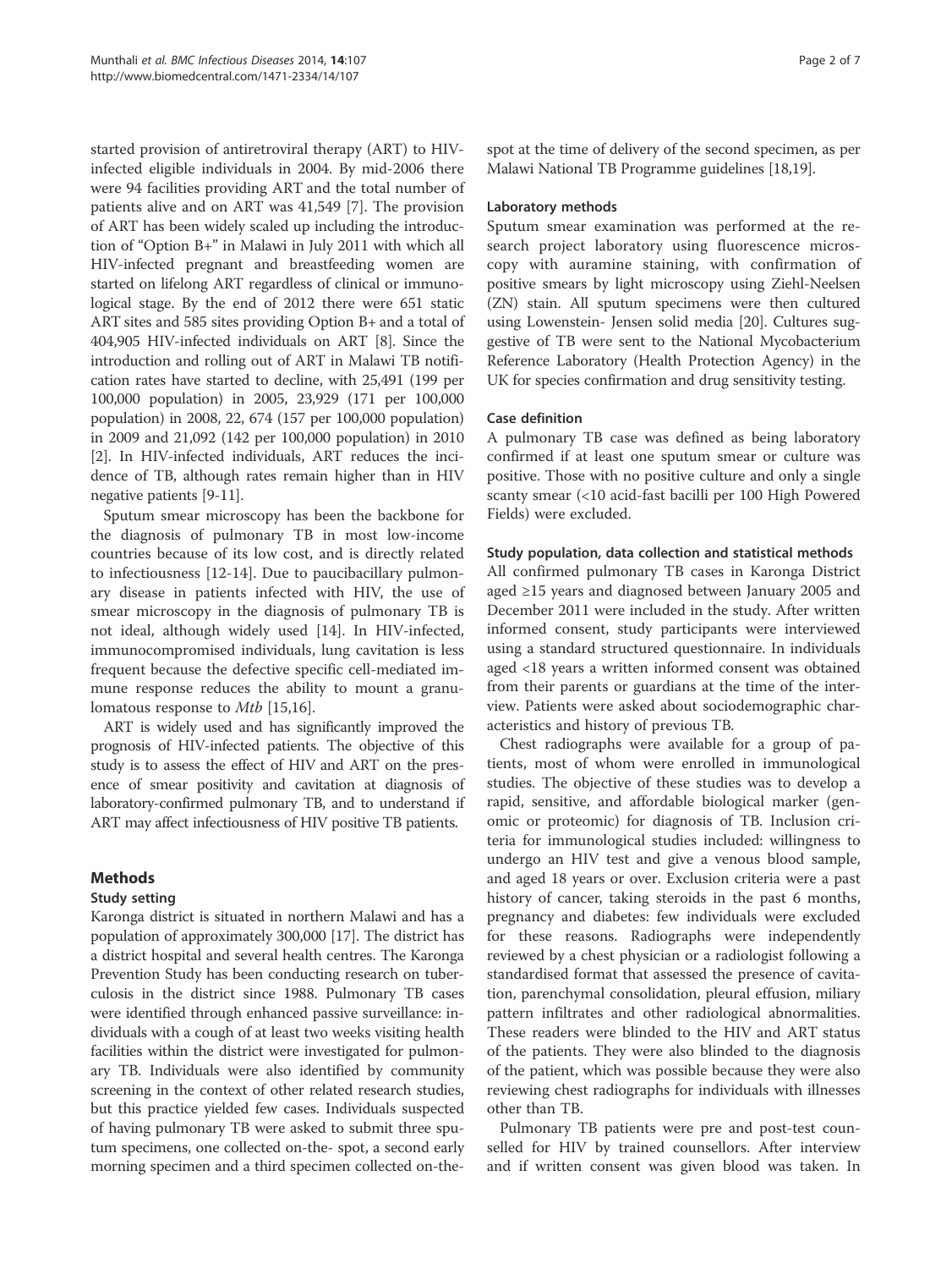started provision of antiretroviral therapy (ART) to HIV-infected eligible individuals in 2004. By mid-2006 there were 94 facilities providing ART and the total number of patients alive and on ART was 41,549 [7]. The provision of ART has been widely scaled up including the introduction of "Option B+" in Malawi in July 2011 with which all HIV-infected pregnant and breastfeeding women are started on lifelong ART regardless of clinical or immunological stage. By the end of 2012 there were 651 static ART sites and 585 sites providing Option B+ and a total of 404,905 HIV-infected individuals on ART [8]. Since the introduction and rolling out of ART in Malawi TB notification rates have started to decline, with 25,491 (199 per 100,000 population) in 2005, 23,929 (171 per 100,000 population) in 2008, 22, 674 (157 per 100,000 population) in 2009 and 21,092 (142 per 100,000 population) in 2010 [2]. In HIV-infected individuals, ART reduces the incidence of TB, although rates remain higher than in HIV negative patients [9-11].

Sputum smear microscopy has been the backbone for the diagnosis of pulmonary TB in most low-income countries because of its low cost, and is directly related to infectiousness [12-14]. Due to paucibacillary pulmonary disease in patients infected with HIV, the use of smear microscopy in the diagnosis of pulmonary TB is not ideal, although widely used [14]. In HIV-infected, immunocompromised individuals, lung cavitation is less frequent because the defective specific cell-mediated immune response reduces the ability to mount a granulomatous response to *Mtb* [15,16].

ART is widely used and has significantly improved the prognosis of HIV-infected patients. The objective of this study is to assess the effect of HIV and ART on the presence of smear positivity and cavitation at diagnosis of laboratory-confirmed pulmonary TB, and to understand if ART may affect infectiousness of HIV positive TB patients.

## Methods

### Study setting

Karonga district is situated in northern Malawi and has a population of approximately 300,000 [17]. The district has a district hospital and several health centres. The Karonga Prevention Study has been conducting research on tuberculosis in the district since 1988. Pulmonary TB cases were identified through enhanced passive surveillance: individuals with a cough of at least two weeks visiting health facilities within the district were investigated for pulmonary TB. Individuals were also identified by community screening in the context of other related research studies, but this practice yielded few cases. Individuals suspected of having pulmonary TB were asked to submit three sputum specimens, one collected on-the- spot, a second early morning specimen and a third specimen collected on-the-spot at the time of delivery of the second specimen, as per Malawi National TB Programme guidelines [18,19].

### Laboratory methods

Sputum smear examination was performed at the research project laboratory using fluorescence microscopy with auramine staining, with confirmation of positive smears by light microscopy using Ziehl-Neelsen (ZN) stain. All sputum specimens were then cultured using Lowenstein- Jensen solid media [20]. Cultures suggestive of TB were sent to the National Mycobacterium Reference Laboratory (Health Protection Agency) in the UK for species confirmation and drug sensitivity testing.

### Case definition

A pulmonary TB case was defined as being laboratory confirmed if at least one sputum smear or culture was positive. Those with no positive culture and only a single scanty smear (<10 acid-fast bacilli per 100 High Powered Fields) were excluded.

### Study population, data collection and statistical methods

All confirmed pulmonary TB cases in Karonga District aged ≥15 years and diagnosed between January 2005 and December 2011 were included in the study. After written informed consent, study participants were interviewed using a standard structured questionnaire. In individuals aged <18 years a written informed consent was obtained from their parents or guardians at the time of the interview. Patients were asked about sociodemographic characteristics and history of previous TB.

Chest radiographs were available for a group of patients, most of whom were enrolled in immunological studies. The objective of these studies was to develop a rapid, sensitive, and affordable biological marker (genomic or proteomic) for diagnosis of TB. Inclusion criteria for immunological studies included: willingness to undergo an HIV test and give a venous blood sample, and aged 18 years or over. Exclusion criteria were a past history of cancer, taking steroids in the past 6 months, pregnancy and diabetes: few individuals were excluded for these reasons. Radiographs were independently reviewed by a chest physician or a radiologist following a standardised format that assessed the presence of cavitation, parenchymal consolidation, pleural effusion, miliary pattern infiltrates and other radiological abnormalities. These readers were blinded to the HIV and ART status of the patients. They were also blinded to the diagnosis of the patient, which was possible because they were also reviewing chest radiographs for individuals with illnesses other than TB.

Pulmonary TB patients were pre and post-test counselled for HIV by trained counsellors. After interview and if written consent was given blood was taken. In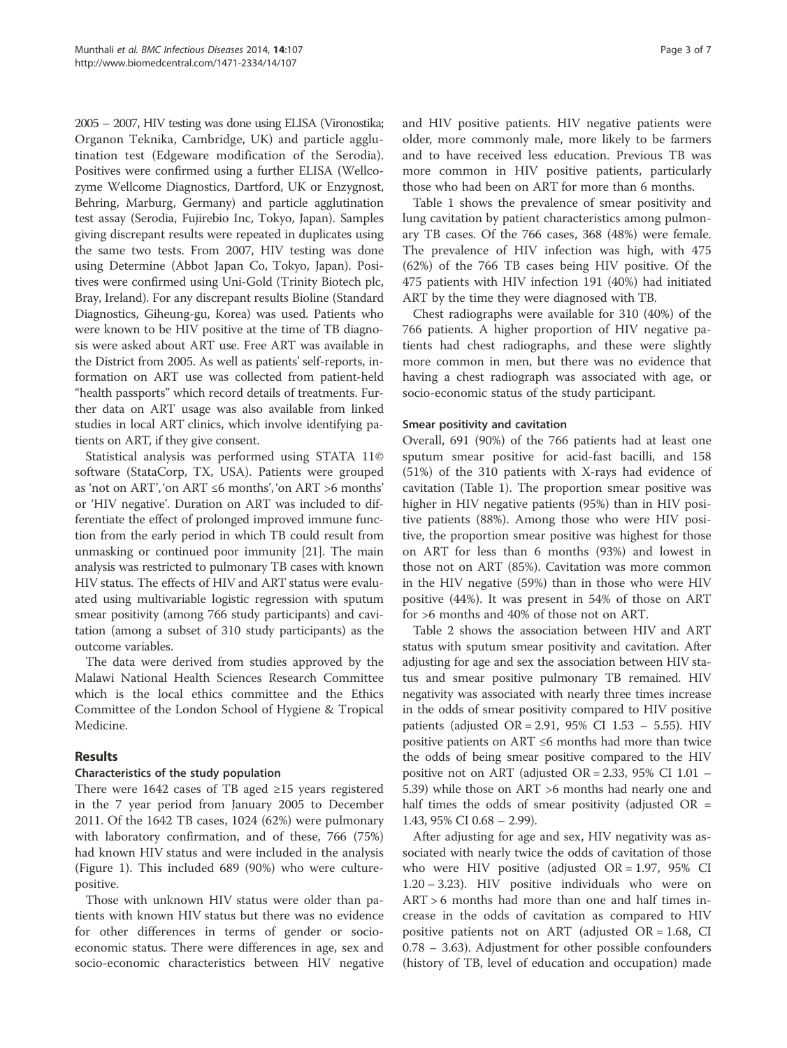2005 – 2007, HIV testing was done using ELISA (Vironostika; Organon Teknika, Cambridge, UK) and particle agglutination test (Edgeware modification of the Serodia). Positives were confirmed using a further ELISA (Wellcozyme Wellcome Diagnostics, Dartford, UK or Enzygnost, Behring, Marburg, Germany) and particle agglutination test assay (Serodia, Fujirebio Inc, Tokyo, Japan). Samples giving discrepant results were repeated in duplicates using the same two tests. From 2007, HIV testing was done using Determine (Abbot Japan Co, Tokyo, Japan). Positives were confirmed using Uni-Gold (Trinity Biotech plc, Bray, Ireland). For any discrepant results Bioline (Standard Diagnostics, Giheung-gu, Korea) was used. Patients who were known to be HIV positive at the time of TB diagnosis were asked about ART use. Free ART was available in the District from 2005. As well as patients' self-reports, information on ART use was collected from patient-held "health passports" which record details of treatments. Further data on ART usage was also available from linked studies in local ART clinics, which involve identifying patients on ART, if they give consent.

Statistical analysis was performed using STATA 11© software (StataCorp, TX, USA). Patients were grouped as 'not on ART', 'on ART ≤6 months', 'on ART >6 months' or 'HIV negative'. Duration on ART was included to differentiate the effect of prolonged improved immune function from the early period in which TB could result from unmasking or continued poor immunity [21]. The main analysis was restricted to pulmonary TB cases with known HIV status. The effects of HIV and ART status were evaluated using multivariable logistic regression with sputum smear positivity (among 766 study participants) and cavitation (among a subset of 310 study participants) as the outcome variables.

The data were derived from studies approved by the Malawi National Health Sciences Research Committee which is the local ethics committee and the Ethics Committee of the London School of Hygiene & Tropical Medicine.

## Results

### Characteristics of the study population

There were 1642 cases of TB aged ≥15 years registered in the 7 year period from January 2005 to December 2011. Of the 1642 TB cases, 1024 (62%) were pulmonary with laboratory confirmation, and of these, 766 (75%) had known HIV status and were included in the analysis (Figure 1). This included 689 (90%) who were culture-positive.

Those with unknown HIV status were older than patients with known HIV status but there was no evidence for other differences in terms of gender or socio-economic status. There were differences in age, sex and socio-economic characteristics between HIV negative and HIV positive patients. HIV negative patients were older, more commonly male, more likely to be farmers and to have received less education. Previous TB was more common in HIV positive patients, particularly those who had been on ART for more than 6 months.

Table 1 shows the prevalence of smear positivity and lung cavitation by patient characteristics among pulmonary TB cases. Of the 766 cases, 368 (48%) were female. The prevalence of HIV infection was high, with 475 (62%) of the 766 TB cases being HIV positive. Of the 475 patients with HIV infection 191 (40%) had initiated ART by the time they were diagnosed with TB.

Chest radiographs were available for 310 (40%) of the 766 patients. A higher proportion of HIV negative patients had chest radiographs, and these were slightly more common in men, but there was no evidence that having a chest radiograph was associated with age, or socio-economic status of the study participant.

### Smear positivity and cavitation

Overall, 691 (90%) of the 766 patients had at least one sputum smear positive for acid-fast bacilli, and 158 (51%) of the 310 patients with X-rays had evidence of cavitation (Table 1). The proportion smear positive was higher in HIV negative patients (95%) than in HIV positive patients (88%). Among those who were HIV positive, the proportion smear positive was highest for those on ART for less than 6 months (93%) and lowest in those not on ART (85%). Cavitation was more common in the HIV negative (59%) than in those who were HIV positive (44%). It was present in 54% of those on ART for >6 months and 40% of those not on ART.

Table 2 shows the association between HIV and ART status with sputum smear positivity and cavitation. After adjusting for age and sex the association between HIV status and smear positive pulmonary TB remained. HIV negativity was associated with nearly three times increase in the odds of smear positivity compared to HIV positive patients (adjusted OR = 2.91, 95% CI 1.53 – 5.55). HIV positive patients on ART ≤6 months had more than twice the odds of being smear positive compared to the HIV positive not on ART (adjusted OR = 2.33, 95% CI 1.01 – 5.39) while those on ART >6 months had nearly one and half times the odds of smear positivity (adjusted OR = 1.43, 95% CI 0.68 – 2.99).

After adjusting for age and sex, HIV negativity was associated with nearly twice the odds of cavitation of those who were HIV positive (adjusted OR = 1.97, 95% CI 1.20 – 3.23). HIV positive individuals who were on ART > 6 months had more than one and half times increase in the odds of cavitation as compared to HIV positive patients not on ART (adjusted OR = 1.68, CI 0.78 – 3.63). Adjustment for other possible confounders (history of TB, level of education and occupation) made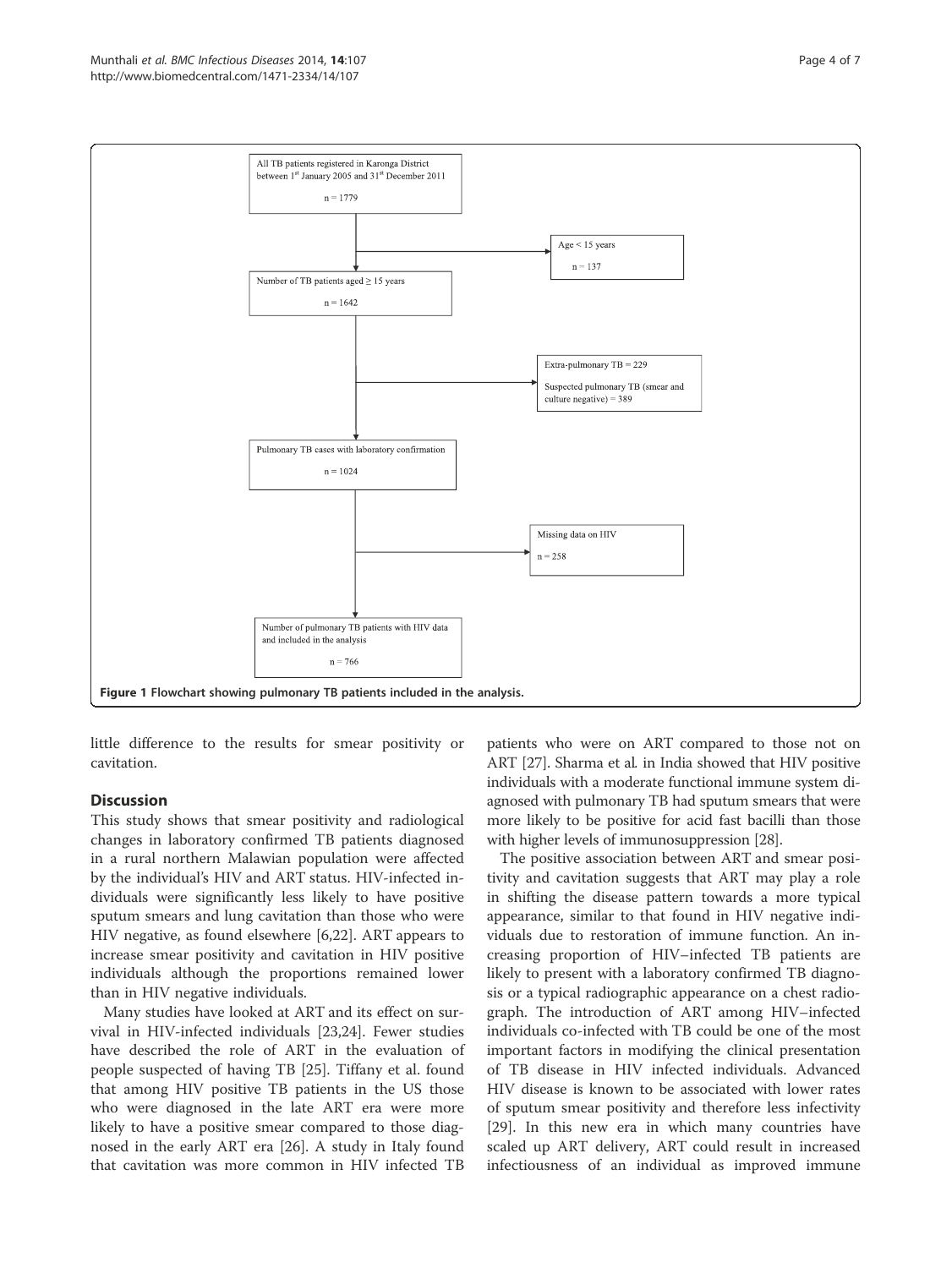All TB patients registered in Karonga District between 1st January 2005 and 31st December 2011

n = 1779

Age < 15 years

n = 137

Number of TB patients aged ≥ 15 years

n = 1642

Extra-pulmonary TB = 229

Suspected pulmonary TB (smear and culture negative) = 389

Pulmonary TB cases with laboratory confirmation

n = 1024

Missing data on HIV

n = 258

Number of pulmonary TB patients with HIV data and included in the analysis

n = 766

**Figure 1** Flowchart showing pulmonary TB patients included in the analysis.

little difference to the results for smear positivity or cavitation.

## Discussion

This study shows that smear positivity and radiological changes in laboratory confirmed TB patients diagnosed in a rural northern Malawian population were affected by the individual's HIV and ART status. HIV-infected individuals were significantly less likely to have positive sputum smears and lung cavitation than those who were HIV negative, as found elsewhere [6,22]. ART appears to increase smear positivity and cavitation in HIV positive individuals although the proportions remained lower than in HIV negative individuals.

Many studies have looked at ART and its effect on survival in HIV-infected individuals [23,24]. Fewer studies have described the role of ART in the evaluation of people suspected of having TB [25]. Tiffany et al. found that among HIV positive TB patients in the US those who were diagnosed in the late ART era were more likely to have a positive smear compared to those diagnosed in the early ART era [26]. A study in Italy found that cavitation was more common in HIV infected TB patients who were on ART compared to those not on ART [27]. Sharma et al. in India showed that HIV positive individuals with a moderate functional immune system diagnosed with pulmonary TB had sputum smears that were more likely to be positive for acid fast bacilli than those with higher levels of immunosuppression [28].

The positive association between ART and smear positivity and cavitation suggests that ART may play a role in shifting the disease pattern towards a more typical appearance, similar to that found in HIV negative individuals due to restoration of immune function. An increasing proportion of HIV–infected TB patients are likely to present with a laboratory confirmed TB diagnosis or a typical radiographic appearance on a chest radiograph. The introduction of ART among HIV–infected individuals co-infected with TB could be one of the most important factors in modifying the clinical presentation of TB disease in HIV infected individuals. Advanced HIV disease is known to be associated with lower rates of sputum smear positivity and therefore less infectivity [29]. In this new era in which many countries have scaled up ART delivery, ART could result in increased infectiousness of an individual as improved immune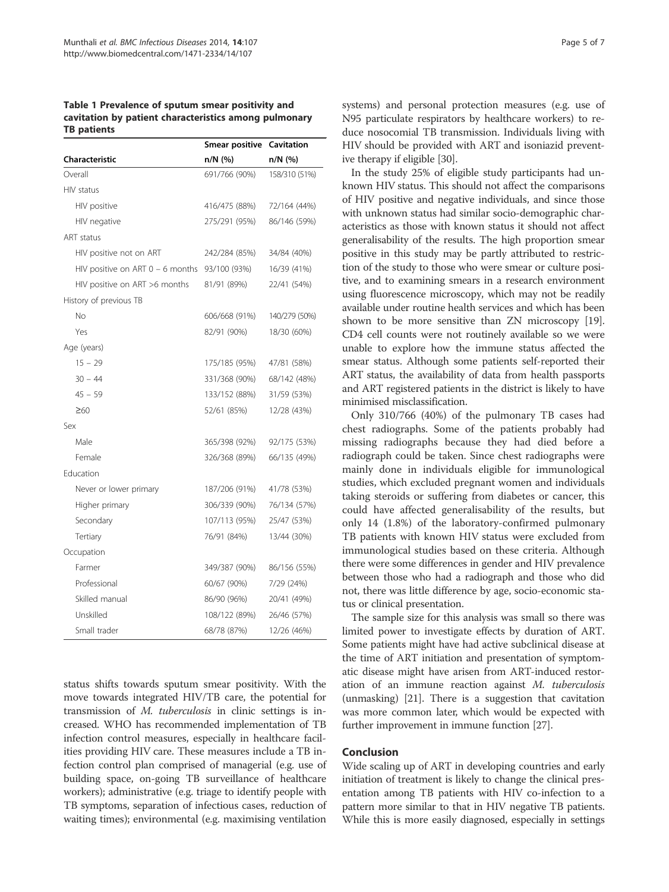**Table 1 Prevalence of sputum smear positivity and cavitation by patient characteristics among pulmonary TB patients**

| Characteristic | Smear positive n/N (%) | Cavitation n/N (%) |
|---|---|---|
| Overall | 691/766 (90%) | 158/310 (51%) |
| HIV status | | |
| HIV positive | 416/475 (88%) | 72/164 (44%) |
| HIV negative | 275/291 (95%) | 86/146 (59%) |
| ART status | | |
| HIV positive not on ART | 242/284 (85%) | 34/84 (40%) |
| HIV positive on ART 0 – 6 months | 93/100 (93%) | 16/39 (41%) |
| HIV positive on ART >6 months | 81/91 (89%) | 22/41 (54%) |
| History of previous TB | | |
| No | 606/668 (91%) | 140/279 (50%) |
| Yes | 82/91 (90%) | 18/30 (60%) |
| Age (years) | | |
| 15 – 29 | 175/185 (95%) | 47/81 (58%) |
| 30 – 44 | 331/368 (90%) | 68/142 (48%) |
| 45 – 59 | 133/152 (88%) | 31/59 (53%) |
| ≥60 | 52/61 (85%) | 12/28 (43%) |
| Sex | | |
| Male | 365/398 (92%) | 92/175 (53%) |
| Female | 326/368 (89%) | 66/135 (49%) |
| Education | | |
| Never or lower primary | 187/206 (91%) | 41/78 (53%) |
| Higher primary | 306/339 (90%) | 76/134 (57%) |
| Secondary | 107/113 (95%) | 25/47 (53%) |
| Tertiary | 76/91 (84%) | 13/44 (30%) |
| Occupation | | |
| Farmer | 349/387 (90%) | 86/156 (55%) |
| Professional | 60/67 (90%) | 7/29 (24%) |
| Skilled manual | 86/90 (96%) | 20/41 (49%) |
| Unskilled | 108/122 (89%) | 26/46 (57%) |
| Small trader | 68/78 (87%) | 12/26 (46%) |

status shifts towards sputum smear positivity. With the move towards integrated HIV/TB care, the potential for transmission of *M. tuberculosis* in clinic settings is increased. WHO has recommended implementation of TB infection control measures, especially in healthcare facilities providing HIV care. These measures include a TB infection control plan comprised of managerial (e.g. use of building space, on-going TB surveillance of healthcare workers); administrative (e.g. triage to identify people with TB symptoms, separation of infectious cases, reduction of waiting times); environmental (e.g. maximising ventilation systems) and personal protection measures (e.g. use of N95 particulate respirators by healthcare workers) to reduce nosocomial TB transmission. Individuals living with HIV should be provided with ART and isoniazid preventive therapy if eligible [30].

In the study 25% of eligible study participants had unknown HIV status. This should not affect the comparisons of HIV positive and negative individuals, and since those with unknown status had similar socio-demographic characteristics as those with known status it should not affect generalisability of the results. The high proportion smear positive in this study may be partly attributed to restriction of the study to those who were smear or culture positive, and to examining smears in a research environment using fluorescence microscopy, which may not be readily available under routine health services and which has been shown to be more sensitive than ZN microscopy [19]. CD4 cell counts were not routinely available so we were unable to explore how the immune status affected the smear status. Although some patients self-reported their ART status, the availability of data from health passports and ART registered patients in the district is likely to have minimised misclassification.

Only 310/766 (40%) of the pulmonary TB cases had chest radiographs. Some of the patients probably had missing radiographs because they had died before a radiograph could be taken. Since chest radiographs were mainly done in individuals eligible for immunological studies, which excluded pregnant women and individuals taking steroids or suffering from diabetes or cancer, this could have affected generalisability of the results, but only 14 (1.8%) of the laboratory-confirmed pulmonary TB patients with known HIV status were excluded from immunological studies based on these criteria. Although there were some differences in gender and HIV prevalence between those who had a radiograph and those who did not, there was little difference by age, socio-economic status or clinical presentation.

The sample size for this analysis was small so there was limited power to investigate effects by duration of ART. Some patients might have had active subclinical disease at the time of ART initiation and presentation of symptomatic disease might have arisen from ART-induced restoration of an immune reaction against *M. tuberculosis* (unmasking) [21]. There is a suggestion that cavitation was more common later, which would be expected with further improvement in immune function [27].

## Conclusion

Wide scaling up of ART in developing countries and early initiation of treatment is likely to change the clinical presentation among TB patients with HIV co-infection to a pattern more similar to that in HIV negative TB patients. While this is more easily diagnosed, especially in settings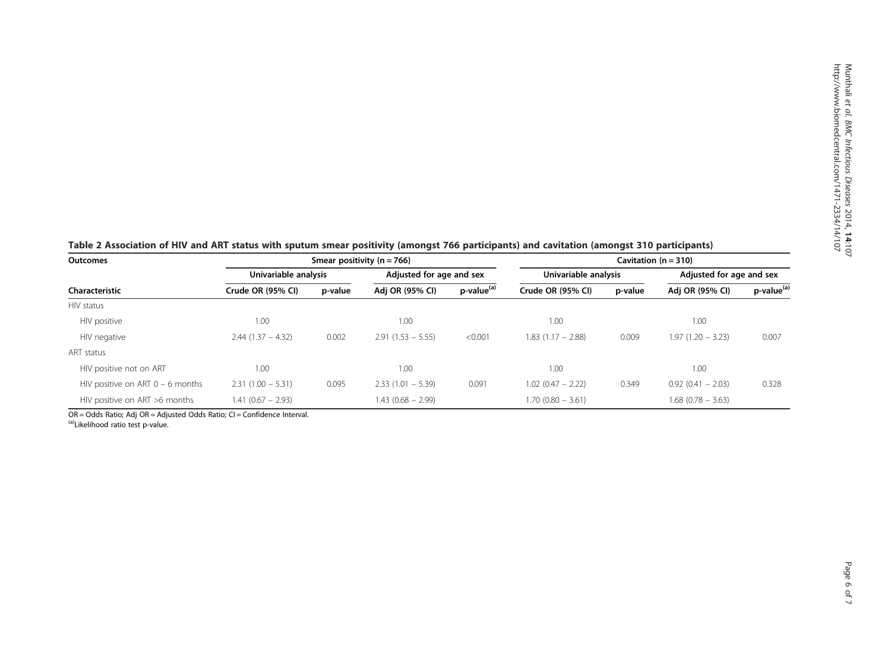**Table 2 Association of HIV and ART status with sputum smear positivity (amongst 766 participants) and cavitation (amongst 310 participants)**

| Outcomes | Smear positivity (n = 766) | | | | Cavitation (n = 310) | | | |
|---|---|---|---|---|---|---|---|---|
| | Univariable analysis | | Adjusted for age and sex | | Univariable analysis | | Adjusted for age and sex | |
| Characteristic | Crude OR (95% CI) | p-value | Adj OR (95% CI) | p-value[(a)] | Crude OR (95% CI) | p-value | Adj OR (95% CI) | p-value[(a)] |
| HIV status | | | | | | | | |
| HIV positive | 1.00 | | 1.00 | | 1.00 | | 1.00 | |
| HIV negative | 2.44 (1.37 – 4.32) | 0.002 | 2.91 (1.53 – 5.55) | <0.001 | 1.83 (1.17 – 2.88) | 0.009 | 1.97 (1.20 – 3.23) | 0.007 |
| ART status | | | | | | | | |
| HIV positive not on ART | 1.00 | | 1.00 | | 1.00 | | 1.00 | |
| HIV positive on ART 0 – 6 months | 2.31 (1.00 – 5.31) | 0.095 | 2.33 (1.01 – 5.39) | 0.091 | 1.02 (0.47 – 2.22) | 0.349 | 0.92 (0.41 – 2.03) | 0.328 |
| HIV positive on ART >6 months | 1.41 (0.67 – 2.93) | | 1.43 (0.68 – 2.99) | | 1.70 (0.80 – 3.61) | | 1.68 (0.78 – 3.63) | |

OR = Odds Ratio; Adj OR = Adjusted Odds Ratio; CI = Confidence Interval.

[(a)]Likelihood ratio test p-value.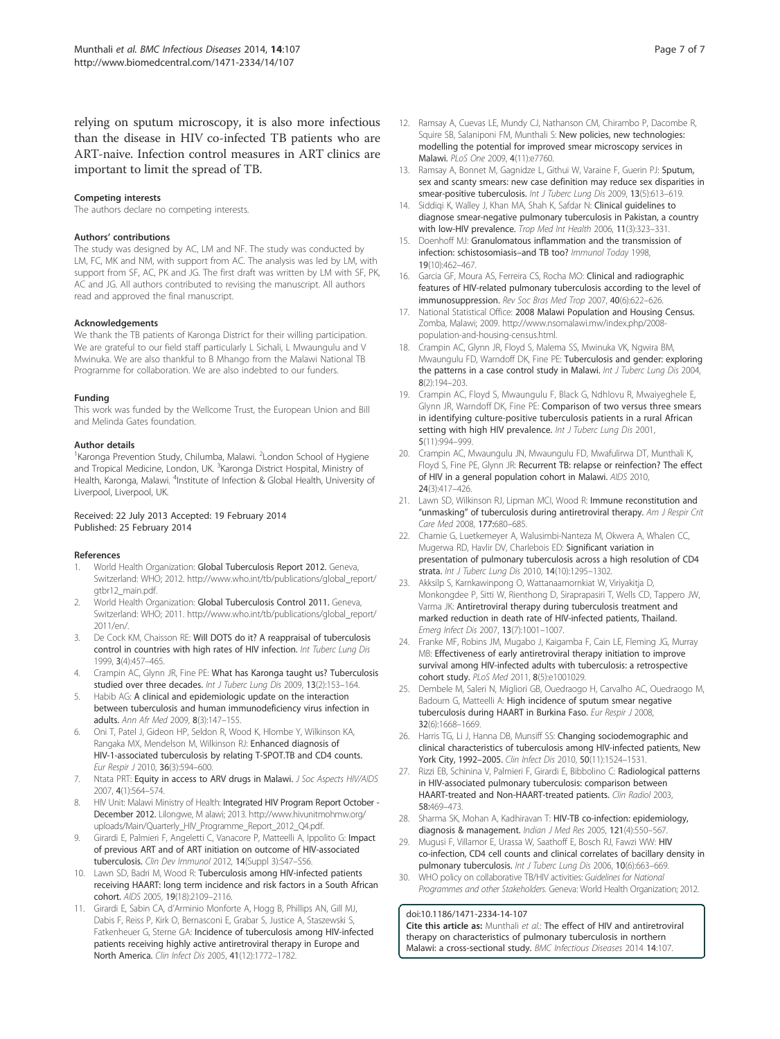relying on sputum microscopy, it is also more infectious than the disease in HIV co-infected TB patients who are ART-naive. Infection control measures in ART clinics are important to limit the spread of TB.

#### Competing interests

The authors declare no competing interests.

#### Authors' contributions

The study was designed by AC, LM and NF. The study was conducted by LM, FC, MK and NM, with support from AC. The analysis was led by LM, with support from SF, AC, PK and JG. The first draft was written by LM with SF, PK, AC and JG. All authors contributed to revising the manuscript. All authors read and approved the final manuscript.

#### Acknowledgements

We thank the TB patients of Karonga District for their willing participation. We are grateful to our field staff particularly L Sichali, L Mwaungulu and V Mwinuka. We are also thankful to B Mhango from the Malawi National TB Programme for collaboration. We are also indebted to our funders.

#### Funding

This work was funded by the Wellcome Trust, the European Union and Bill and Melinda Gates foundation.

#### Author details

[1]Karonga Prevention Study, Chilumba, Malawi. [2]London School of Hygiene and Tropical Medicine, London, UK. [3]Karonga District Hospital, Ministry of Health, Karonga, Malawi. [4]Institute of Infection & Global Health, University of Liverpool, Liverpool, UK.

Received: 22 July 2013 Accepted: 19 February 2014
Published: 25 February 2014

#### References

1. World Health Organization: **Global Tuberculosis Report 2012.** Geneva, Switzerland: WHO; 2012. http://www.who.int/tb/publications/global_report/gtbr12_main.pdf.
2. World Health Organization: **Global Tuberculosis Control 2011.** Geneva, Switzerland: WHO; 2011. http://www.who.int/tb/publications/global_report/2011/en/.
3. De Cock KM, Chaisson RE: **Will DOTS do it? A reappraisal of tuberculosis control in countries with high rates of HIV infection.** *Int Tuberc Lung Dis* 1999, **3**(4):457–465.
4. Crampin AC, Glynn JR, Fine PE: **What has Karonga taught us? Tuberculosis studied over three decades.** *Int J Tuberc Lung Dis* 2009, **13**(2):153–164.
5. Habib AG: **A clinical and epidemiologic update on the interaction between tuberculosis and human immunodeficiency virus infection in adults.** *Ann Afr Med* 2009, **8**(3):147–155.
6. Oni T, Patel J, Gideon HP, Seldon R, Wood K, Hlombe Y, Wilkinson KA, Rangaka MX, Mendelson M, Wilkinson RJ: **Enhanced diagnosis of HIV-1-associated tuberculosis by relating T-SPOT.TB and CD4 counts.** *Eur Respir J* 2010, **36**(3):594–600.
7. Ntata PRT: **Equity in access to ARV drugs in Malawi.** *J Soc Aspects HIV/AIDS* 2007, **4**(1):564–574.
8. HIV Unit: Malawi Ministry of Health: **Integrated HIV Program Report October - December 2012.** Lilongwe, M alawi; 2013. http://www.hivunitmohmw.org/uploads/Main/Quarterly_HIV_Programme_Report_2012_Q4.pdf.
9. Girardi E, Palmieri F, Angeletti C, Vanacore P, Matteelli A, Ippolito G: **Impact of previous ART and of ART initiation on outcome of HIV-associated tuberculosis.** *Clin Dev Immunol* 2012, **14**(Suppl 3):S47–S56.
10. Lawn SD, Badri M, Wood R: **Tuberculosis among HIV-infected patients receiving HAART: long term incidence and risk factors in a South African cohort.** *AIDS* 2005, **19**(18):2109–2116.
11. Girardi E, Sabin CA, d'Arminio Monforte A, Hogg B, Phillips AN, Gill MJ, Dabis F, Reiss P, Kirk O, Bernasconi E, Grabar S, Justice A, Staszewski S, Fatkenheuer G, Sterne GA: **Incidence of tuberculosis among HIV-infected patients receiving highly active antiretroviral therapy in Europe and North America.** *Clin Infect Dis* 2005, **41**(12):1772–1782.
12. Ramsay A, Cuevas LE, Mundy CJ, Nathanson CM, Chirambo P, Dacombe R, Squire SB, Salaniponi FM, Munthali S: **New policies, new technologies: modelling the potential for improved smear microscopy services in Malawi.** *PLoS One* 2009, **4**(11):e7760.
13. Ramsay A, Bonnet M, Gagnidze L, Githui W, Varaine F, Guerin PJ: **Sputum, sex and scanty smears: new case definition may reduce sex disparities in smear-positive tuberculosis.** *Int J Tuberc Lung Dis* 2009, **13**(5):613–619.
14. Siddiqi K, Walley J, Khan MA, Shah K, Safdar N: **Clinical guidelines to diagnose smear-negative pulmonary tuberculosis in Pakistan, a country with low-HIV prevalence.** *Trop Med Int Health* 2006, **11**(3):323–331.
15. Doenhoff MJ: **Granulomatous inflammation and the transmission of infection: schistosomiasis–and TB too?** *Immunol Today* 1998, **19**(10):462–467.
16. Garcia GF, Moura AS, Ferreira CS, Rocha MO: **Clinical and radiographic features of HIV-related pulmonary tuberculosis according to the level of immunosuppression.** *Rev Soc Bras Med Trop* 2007, **40**(6):622–626.
17. National Statistical Office: **2008 Malawi Population and Housing Census.** Zomba, Malawi; 2009. http://www.nsomalawi.mw/index.php/2008-population-and-housing-census.html.
18. Crampin AC, Glynn JR, Floyd S, Malema SS, Mwinuka VK, Ngwira BM, Mwaungulu FD, Warndoff DK, Fine PE: **Tuberculosis and gender: exploring the patterns in a case control study in Malawi.** *Int J Tuberc Lung Dis* 2004, **8**(2):194–203.
19. Crampin AC, Floyd S, Mwaungulu F, Black G, Ndhlovu R, Mwaiyeghele E, Glynn JR, Warndoff DK, Fine PE: **Comparison of two versus three smears in identifying culture-positive tuberculosis patients in a rural African setting with high HIV prevalence.** *Int J Tuberc Lung Dis* 2001, **5**(11):994–999.
20. Crampin AC, Mwaungulu JN, Mwaungulu FD, Mwafulirwa DT, Munthali K, Floyd S, Fine PE, Glynn JR: **Recurrent TB: relapse or reinfection? The effect of HIV in a general population cohort in Malawi.** *AIDS* 2010, **24**(3):417–426.
21. Lawn SD, Wilkinson RJ, Lipman MCI, Wood R: **Immune reconstitution and "unmasking" of tuberculosis during antiretroviral therapy.** *Am J Respir Crit Care Med* 2008, **177**:680–685.
22. Chamie G, Luetkemeyer A, Walusimbi-Nanteza M, Okwera A, Whalen CC, Mugerwa RD, Havlir DV, Charlebois ED: **Significant variation in presentation of pulmonary tuberculosis across a high resolution of CD4 strata.** *Int J Tuberc Lung Dis* 2010, **14**(10):1295–1302.
23. Akksilp S, Karnkawinpong O, Wattanaamornkiat W, Viriyakitja D, Monkongdee P, Sitti W, Rienthong D, Siraprapasiri T, Wells CD, Tappero JW, Varma JK: **Antiretroviral therapy during tuberculosis treatment and marked reduction in death rate of HIV-infected patients, Thailand.** *Emerg Infect Dis* 2007, **13**(7):1001–1007.
24. Franke MF, Robins JM, Mugabo J, Kaigamba F, Cain LE, Fleming JG, Murray MB: **Effectiveness of early antiretroviral therapy initiation to improve survival among HIV-infected adults with tuberculosis: a retrospective cohort study.** *PLoS Med* 2011, **8**(5):e1001029.
25. Dembele M, Saleri N, Migliori GB, Ouedraogo H, Carvalho AC, Ouedraogo M, Badoum G, Matteelli A: **High incidence of sputum smear negative tuberculosis during HAART in Burkina Faso.** *Eur Respir J* 2008, **32**(6):1668–1669.
26. Harris TG, Li J, Hanna DB, Munsiff SS: **Changing sociodemographic and clinical characteristics of tuberculosis among HIV-infected patients, New York City, 1992–2005.** *Clin Infect Dis* 2010, **50**(11):1524–1531.
27. Rizzi EB, Schinina V, Palmieri F, Girardi E, Bibbolino C: **Radiological patterns in HIV-associated pulmonary tuberculosis: comparison between HAART-treated and Non-HAART-treated patients.** *Clin Radiol* 2003, **58**:469–473.
28. Sharma SK, Mohan A, Kadhiravan T: **HIV-TB co-infection: epidemiology, diagnosis & management.** *Indian J Med Res* 2005, **121**(4):550–567.
29. Mugusi F, Villamor E, Urassa W, Saathoff E, Bosch RJ, Fawzi WW: **HIV co-infection, CD4 cell counts and clinical correlates of bacillary density in pulmonary tuberculosis.** *Int J Tuberc Lung Dis* 2006, **10**(6):663–669.
30. WHO policy on collaborative TB/HIV activities: *Guidelines for National Programmes and other Stakeholders.* Geneva: World Health Organization; 2012.

doi:10.1186/1471-2334-14-107
**Cite this article as:** Munthali *et al.*: The effect of HIV and antiretroviral therapy on characteristics of pulmonary tuberculosis in northern Malawi: a cross-sectional study. *BMC Infectious Diseases* 2014 **14**:107.